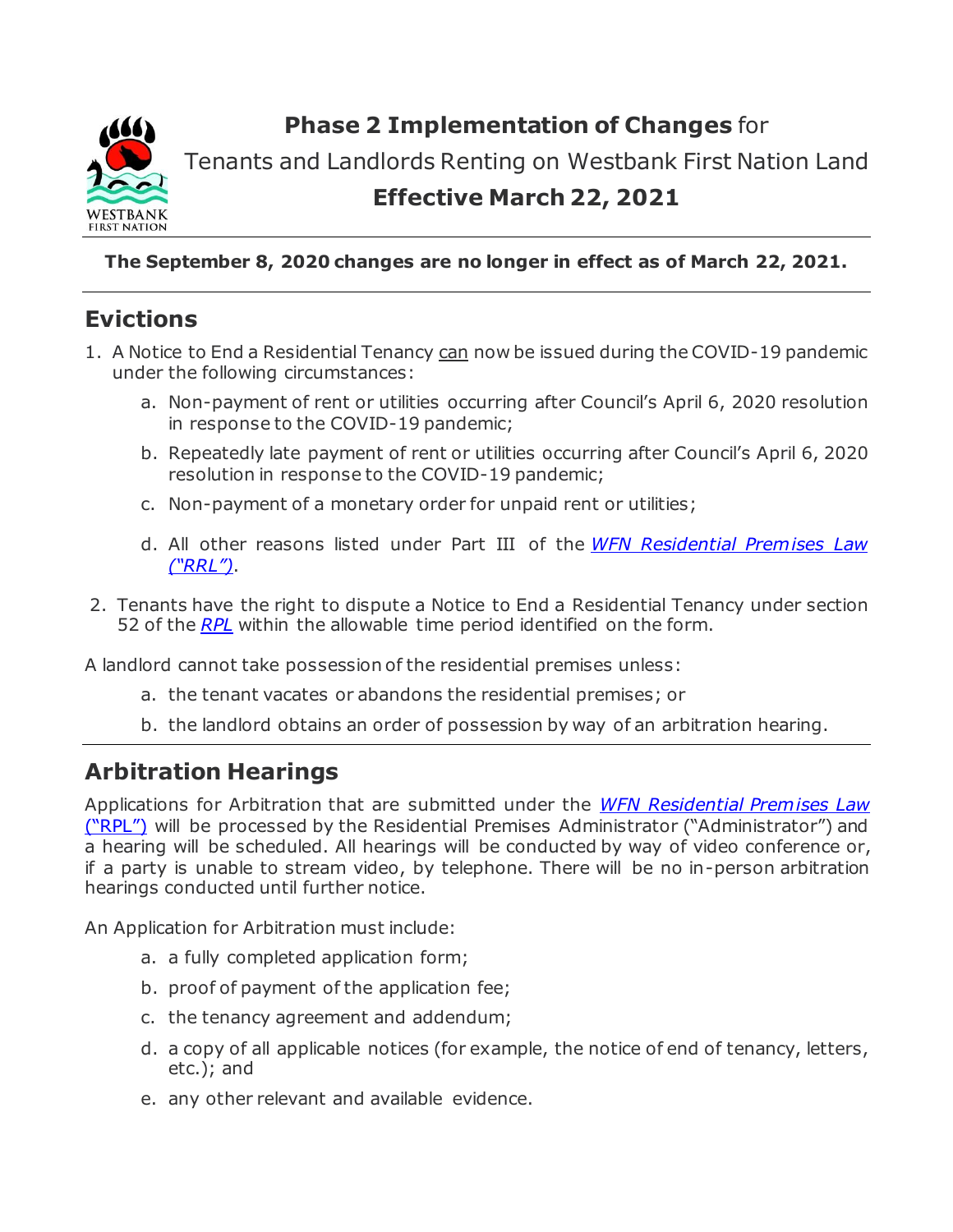# **Phase 2 Implementation of Changes** for Tenants and Landlords Renting on Westbank First Nation Land **Effective March 22, 2021**

**The September 8, 2020 changes are no longer in effect as of March 22, 2021.**

## Evictions

1. A Notice to End a Residential Tenancy can now be issued during the COVID-19 pandemic under the following circumstances:
   a. Non-payment of rent or utilities occurring after Council's April 6, 2020 resolution in response to the COVID-19 pandemic;
   b. Repeatedly late payment of rent or utilities occurring after Council's April 6, 2020 resolution in response to the COVID-19 pandemic;
   c. Non-payment of a monetary order for unpaid rent or utilities;
   d. All other reasons listed under Part III of the *WFN Residential Premises Law ("RRL")*.
2. Tenants have the right to dispute a Notice to End a Residential Tenancy under section 52 of the *RPL* within the allowable time period identified on the form.

A landlord cannot take possession of the residential premises unless:

   a. the tenant vacates or abandons the residential premises; or
   b. the landlord obtains an order of possession by way of an arbitration hearing.

## Arbitration Hearings

Applications for Arbitration that are submitted under the *WFN Residential Premises Law* ("RPL") will be processed by the Residential Premises Administrator ("Administrator") and a hearing will be scheduled. All hearings will be conducted by way of video conference or, if a party is unable to stream video, by telephone. There will be no in-person arbitration hearings conducted until further notice.

An Application for Arbitration must include:

   a. a fully completed application form;
   b. proof of payment of the application fee;
   c. the tenancy agreement and addendum;
   d. a copy of all applicable notices (for example, the notice of end of tenancy, letters, etc.); and
   e. any other relevant and available evidence.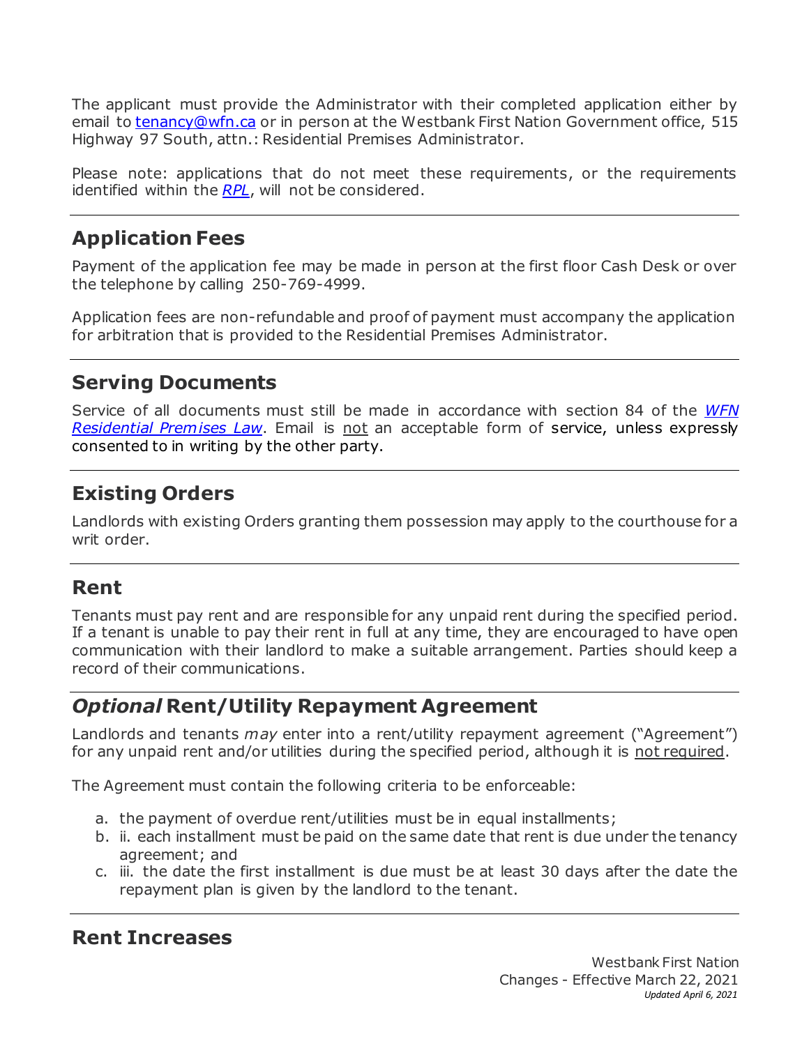The applicant must provide the Administrator with their completed application either by email to [tenancy@wfn.ca](mailto:tenancy@wfn.ca) or in person at the Westbank First Nation Government office, 515 Highway 97 South, attn.: Residential Premises Administrator.

Please note: applications that do not meet these requirements, or the requirements identified within the *RPL*, will not be considered.

---

## Application Fees

Payment of the application fee may be made in person at the first floor Cash Desk or over the telephone by calling 250-769-4999.

Application fees are non-refundable and proof of payment must accompany the application for arbitration that is provided to the Residential Premises Administrator.

---

## Serving Documents

Service of all documents must still be made in accordance with section 84 of the *WFN Residential Premises Law*. Email is <u>not</u> an acceptable form of service, unless expressly consented to in writing by the other party.

---

## Existing Orders

Landlords with existing Orders granting them possession may apply to the courthouse for a writ order.

---

## Rent

Tenants must pay rent and are responsible for any unpaid rent during the specified period. If a tenant is unable to pay their rent in full at any time, they are encouraged to have open communication with their landlord to make a suitable arrangement. Parties should keep a record of their communications.

---

## *Optional* Rent/Utility Repayment Agreement

Landlords and tenants *may* enter into a rent/utility repayment agreement ("Agreement") for any unpaid rent and/or utilities during the specified period, although it is <u>not required</u>.

The Agreement must contain the following criteria to be enforceable:

a. the payment of overdue rent/utilities must be in equal installments;
b. ii. each installment must be paid on the same date that rent is due under the tenancy agreement; and
c. iii. the date the first installment is due must be at least 30 days after the date the repayment plan is given by the landlord to the tenant.

---

## Rent Increases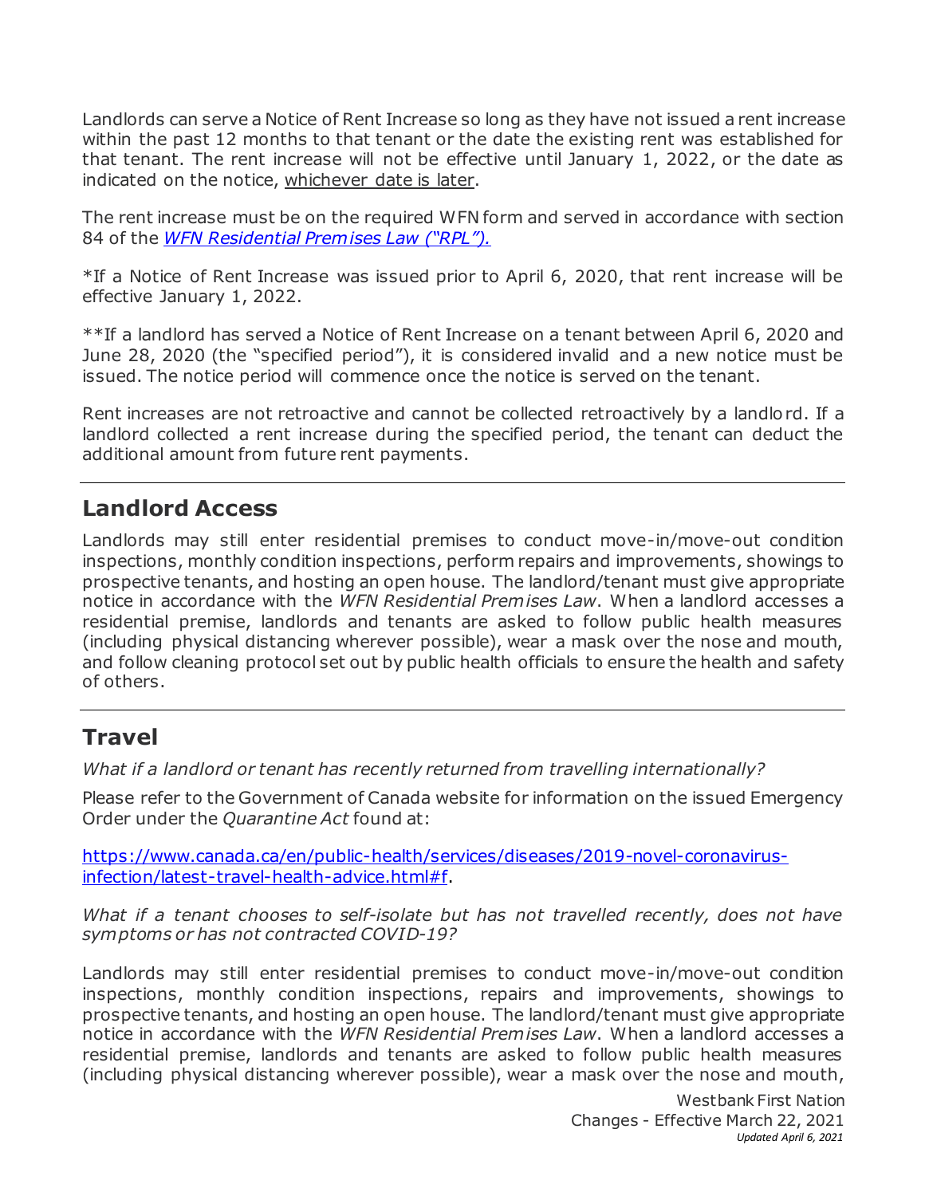Landlords can serve a Notice of Rent Increase so long as they have not issued a rent increase within the past 12 months to that tenant or the date the existing rent was established for that tenant. The rent increase will not be effective until January 1, 2022, or the date as indicated on the notice, whichever date is later.

The rent increase must be on the required WFN form and served in accordance with section 84 of the [*WFN Residential Premises Law ("RPL").*](#)

*If a Notice of Rent Increase was issued prior to April 6, 2020, that rent increase will be effective January 1, 2022.

**If a landlord has served a Notice of Rent Increase on a tenant between April 6, 2020 and June 28, 2020 (the "specified period"), it is considered invalid and a new notice must be issued. The notice period will commence once the notice is served on the tenant.

Rent increases are not retroactive and cannot be collected retroactively by a landlord. If a landlord collected a rent increase during the specified period, the tenant can deduct the additional amount from future rent payments.

---

## Landlord Access

Landlords may still enter residential premises to conduct move-in/move-out condition inspections, monthly condition inspections, perform repairs and improvements, showings to prospective tenants, and hosting an open house. The landlord/tenant must give appropriate notice in accordance with the *WFN Residential Premises Law*. When a landlord accesses a residential premise, landlords and tenants are asked to follow public health measures (including physical distancing wherever possible), wear a mask over the nose and mouth, and follow cleaning protocol set out by public health officials to ensure the health and safety of others.

---

## Travel

*What if a landlord or tenant has recently returned from travelling internationally?*

Please refer to the Government of Canada website for information on the issued Emergency Order under the *Quarantine Act* found at:

https://www.canada.ca/en/public-health/services/diseases/2019-novel-coronavirus-infection/latest-travel-health-advice.html#f.

*What if a tenant chooses to self-isolate but has not travelled recently, does not have symptoms or has not contracted COVID-19?*

Landlords may still enter residential premises to conduct move-in/move-out condition inspections, monthly condition inspections, repairs and improvements, showings to prospective tenants, and hosting an open house. The landlord/tenant must give appropriate notice in accordance with the *WFN Residential Premises Law*. When a landlord accesses a residential premise, landlords and tenants are asked to follow public health measures (including physical distancing wherever possible), wear a mask over the nose and mouth,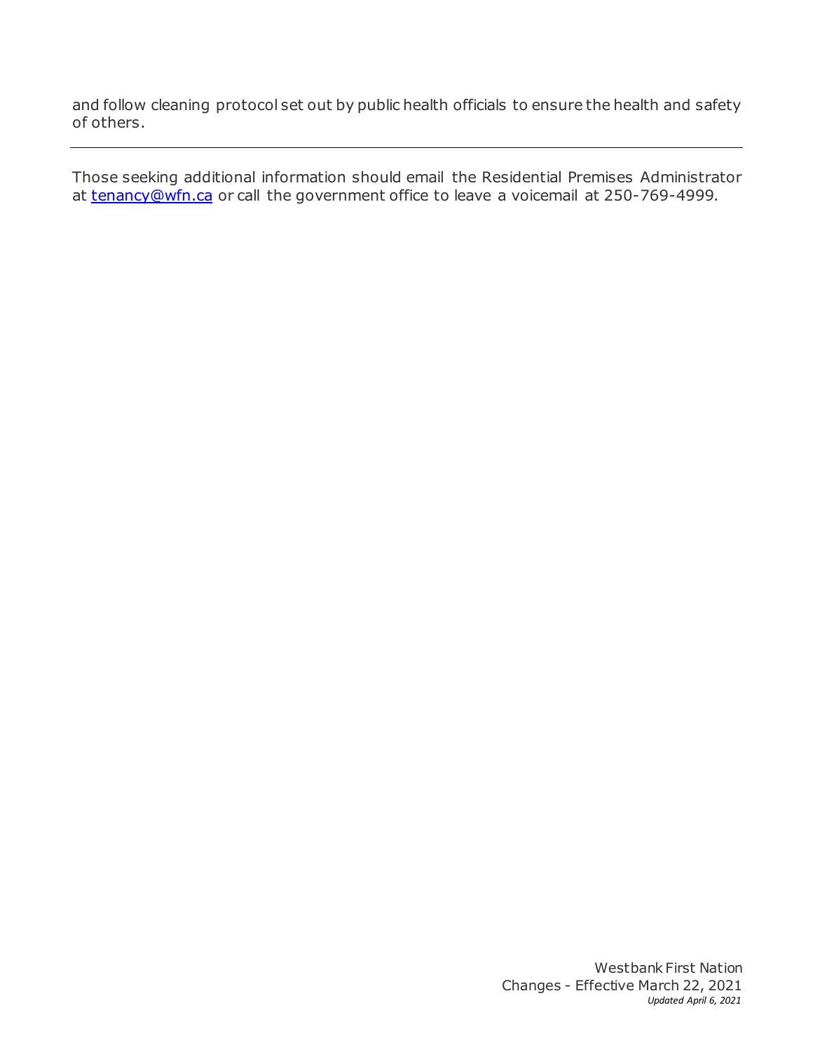and follow cleaning protocol set out by public health officials to ensure the health and safety of others.

---

Those seeking additional information should email the Residential Premises Administrator at [tenancy@wfn.ca](mailto:tenancy@wfn.ca) or call the government office to leave a voicemail at 250-769-4999.